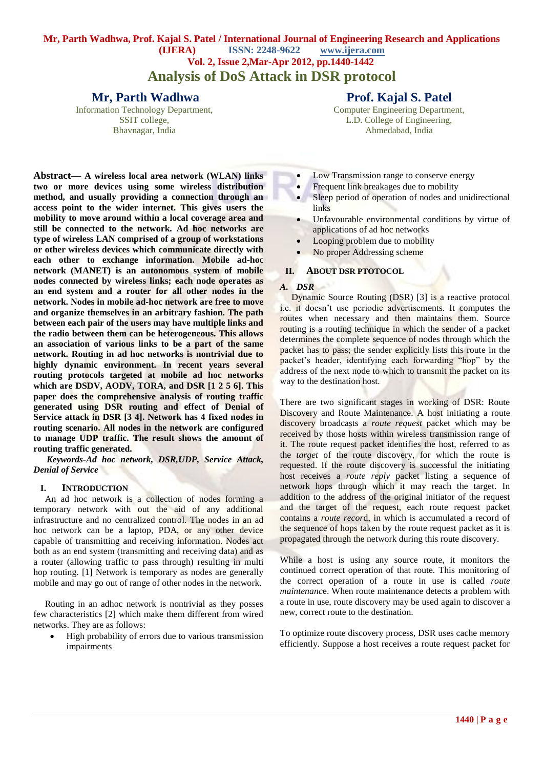# Analysis of DoS Attack in DSR protocol

**Mr, Parth Wadhwa**
Information Technology Department,
SSIT college,
Bhavnagar, India

**Prof. Kajal S. Patel**
Computer Engineering Department,
L.D. College of Engineering,
Ahmedabad, India

**Abstract— A wireless local area network (WLAN) links two or more devices using some wireless distribution method, and usually providing a connection through an access point to the wider internet. This gives users the mobility to move around within a local coverage area and still be connected to the network. Ad hoc networks are type of wireless LAN comprised of a group of workstations or other wireless devices which communicate directly with each other to exchange information. Mobile ad-hoc network (MANET) is an autonomous system of mobile nodes connected by wireless links; each node operates as an end system and a router for all other nodes in the network. Nodes in mobile ad-hoc network are free to move and organize themselves in an arbitrary fashion. The path between each pair of the users may have multiple links and the radio between them can be heterogeneous. This allows an association of various links to be a part of the same network. Routing in ad hoc networks is nontrivial due to highly dynamic environment. In recent years several routing protocols targeted at mobile ad hoc networks which are DSDV, AODV, TORA, and DSR [1 2 5 6]. This paper does the comprehensive analysis of routing traffic generated using DSR routing and effect of Denial of Service attack in DSR [3 4]. Network has 4 fixed nodes in routing scenario. All nodes in the network are configured to manage UDP traffic. The result shows the amount of routing traffic generated.**

***Keywords-Ad hoc network, DSR,UDP, Service Attack, Denial of Service***

## I. Introduction

An ad hoc network is a collection of nodes forming a temporary network with out the aid of any additional infrastructure and no centralized control. The nodes in an ad hoc network can be a laptop, PDA, or any other device capable of transmitting and receiving information. Nodes act both as an end system (transmitting and receiving data) and as a router (allowing traffic to pass through) resulting in multi hop routing. [1] Network is temporary as nodes are generally mobile and may go out of range of other nodes in the network.

Routing in an adhoc network is nontrivial as they posses few characteristics [2] which make them different from wired networks. They are as follows:

- High probability of errors due to various transmission impairments
- Low Transmission range to conserve energy
- Frequent link breakages due to mobility
- Sleep period of operation of nodes and unidirectional links
- Unfavourable environmental conditions by virtue of applications of ad hoc networks
- Looping problem due to mobility
- No proper Addressing scheme

## II. About DSR Ptotocol

### *A. DSR*

Dynamic Source Routing (DSR) [3] is a reactive protocol i.e. it doesn't use periodic advertisements. It computes the routes when necessary and then maintains them. Source routing is a routing technique in which the sender of a packet determines the complete sequence of nodes through which the packet has to pass; the sender explicitly lists this route in the packet's header, identifying each forwarding "hop" by the address of the next node to which to transmit the packet on its way to the destination host.

There are two significant stages in working of DSR: Route Discovery and Route Maintenance. A host initiating a route discovery broadcasts a *route request* packet which may be received by those hosts within wireless transmission range of it. The route request packet identifies the host, referred to as the *target* of the route discovery, for which the route is requested. If the route discovery is successful the initiating host receives a *route reply* packet listing a sequence of network hops through which it may reach the target. In addition to the address of the original initiator of the request and the target of the request, each route request packet contains a *route record*, in which is accumulated a record of the sequence of hops taken by the route request packet as it is propagated through the network during this route discovery.

While a host is using any source route, it monitors the continued correct operation of that route. This monitoring of the correct operation of a route in use is called *route maintenance*. When route maintenance detects a problem with a route in use, route discovery may be used again to discover a new, correct route to the destination.

To optimize route discovery process, DSR uses cache memory efficiently. Suppose a host receives a route request packet for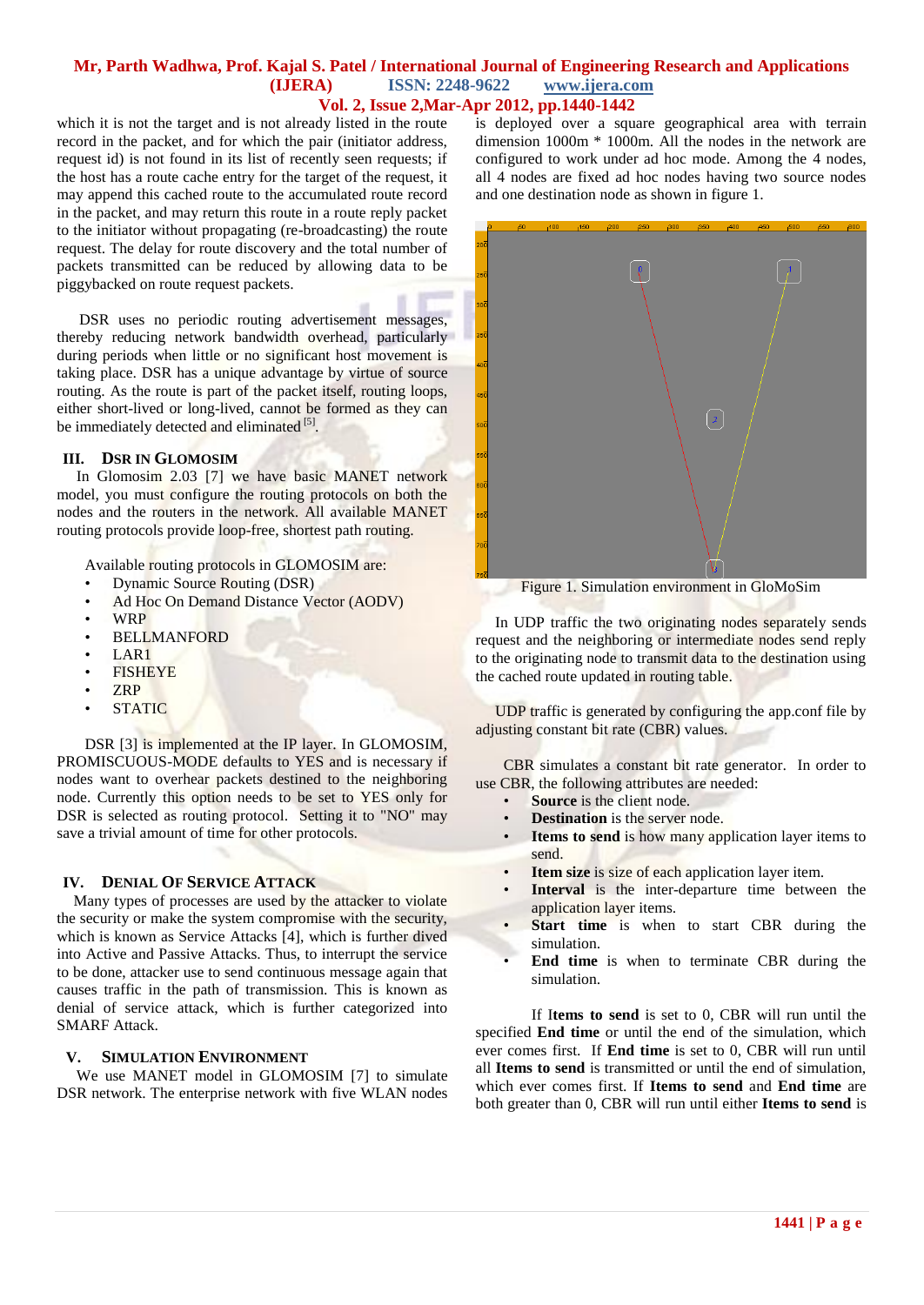which it is not the target and is not already listed in the route record in the packet, and for which the pair (initiator address, request id) is not found in its list of recently seen requests; if the host has a route cache entry for the target of the request, it may append this cached route to the accumulated route record in the packet, and may return this route in a route reply packet to the initiator without propagating (re-broadcasting) the route request. The delay for route discovery and the total number of packets transmitted can be reduced by allowing data to be piggybacked on route request packets.

DSR uses no periodic routing advertisement messages, thereby reducing network bandwidth overhead, particularly during periods when little or no significant host movement is taking place. DSR has a unique advantage by virtue of source routing. As the route is part of the packet itself, routing loops, either short-lived or long-lived, cannot be formed as they can be immediately detected and eliminated [5].

## III. DSR IN GLOMOSIM

In Glomosim 2.03 [7] we have basic MANET network model, you must configure the routing protocols on both the nodes and the routers in the network. All available MANET routing protocols provide loop-free, shortest path routing.

Available routing protocols in GLOMOSIM are:

- Dynamic Source Routing (DSR)
- Ad Hoc On Demand Distance Vector (AODV)
- WRP
- BELLMANFORD
- LAR1
- FISHEYE
- ZRP
- STATIC

DSR [3] is implemented at the IP layer. In GLOMOSIM, PROMISCUOUS-MODE defaults to YES and is necessary if nodes want to overhear packets destined to the neighboring node. Currently this option needs to be set to YES only for DSR is selected as routing protocol. Setting it to "NO" may save a trivial amount of time for other protocols.

## IV. DENIAL OF SERVICE ATTACK

Many types of processes are used by the attacker to violate the security or make the system compromise with the security, which is known as Service Attacks [4], which is further dived into Active and Passive Attacks. Thus, to interrupt the service to be done, attacker use to send continuous message again that causes traffic in the path of transmission. This is known as denial of service attack, which is further categorized into SMARF Attack.

## V. SIMULATION ENVIRONMENT

We use MANET model in GLOMOSIM [7] to simulate DSR network. The enterprise network with five WLAN nodes is deployed over a square geographical area with terrain dimension 1000m * 1000m. All the nodes in the network are configured to work under ad hoc mode. Among the 4 nodes, all 4 nodes are fixed ad hoc nodes having two source nodes and one destination node as shown in figure 1.

Figure 1. Simulation environment in GloMoSim

In UDP traffic the two originating nodes separately sends request and the neighboring or intermediate nodes send reply to the originating node to transmit data to the destination using the cached route updated in routing table.

UDP traffic is generated by configuring the app.conf file by adjusting constant bit rate (CBR) values.

CBR simulates a constant bit rate generator. In order to use CBR, the following attributes are needed:

- **Source** is the client node.
- **Destination** is the server node.
- **Items to send** is how many application layer items to send.
- **Item size** is size of each application layer item.
- **Interval** is the inter-departure time between the application layer items.
- **Start time** is when to start CBR during the simulation.
- **End time** is when to terminate CBR during the simulation.

If **Items to send** is set to 0, CBR will run until the specified **End time** or until the end of the simulation, which ever comes first. If **End time** is set to 0, CBR will run until all **Items to send** is transmitted or until the end of simulation, which ever comes first. If **Items to send** and **End time** are both greater than 0, CBR will run until either **Items to send** is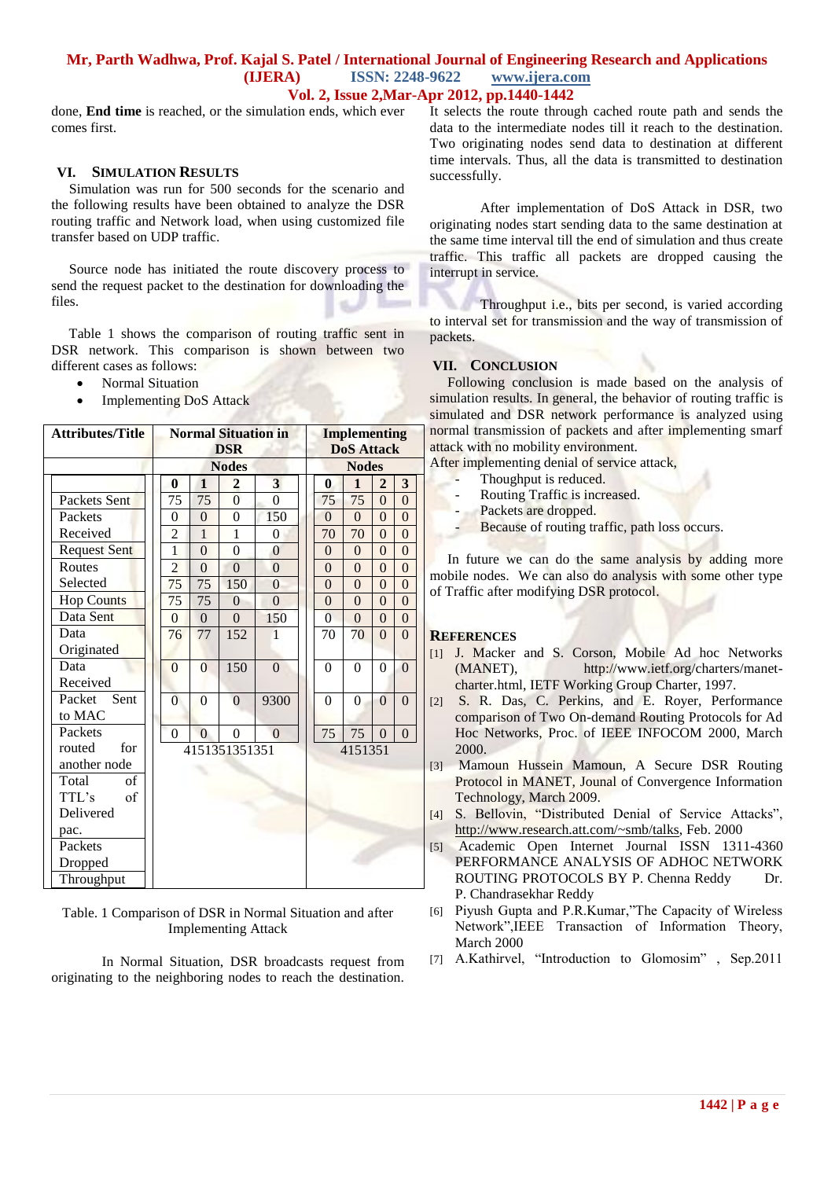done, **End time** is reached, or the simulation ends, which ever comes first.

## VI. Simulation Results

Simulation was run for 500 seconds for the scenario and the following results have been obtained to analyze the DSR routing traffic and Network load, when using customized file transfer based on UDP traffic.

Source node has initiated the route discovery process to send the request packet to the destination for downloading the files.

Table 1 shows the comparison of routing traffic sent in DSR network. This comparison is shown between two different cases as follows:

- Normal Situation
- Implementing DoS Attack

| Attributes/Title | Normal Situation in DSR | | | | Implementing DoS Attack | | | |
|---|---|---|---|---|---|---|---|---|
| | Nodes | | | | Nodes | | | |
| | 0 | 1 | 2 | 3 | 0 | 1 | 2 | 3 |
| Packets Sent | 75 | 75 | 0 | 0 | 75 | 75 | 0 | 0 |
| Packets Received | 0 | 0 | 0 | 150 | 0 | 0 | 0 | 0 |
| Request Sent | 2 | 1 | 1 | 0 | 70 | 70 | 0 | 0 |
| Routes Selected | 1 | 0 | 0 | 0 | 0 | 0 | 0 | 0 |
| Hop Counts | 2 | 0 | 0 | 0 | 0 | 0 | 0 | 0 |
| Data Sent | 75 | 75 | 150 | 0 | 0 | 0 | 0 | 0 |
| Data Originated | 75 | 75 | 0 | 0 | 0 | 0 | 0 | 0 |
| Data Received | 0 | 0 | 0 | 150 | 0 | 0 | 0 | 0 |
| Packet Sent to MAC | 76 | 77 | 152 | 1 | 70 | 70 | 0 | 0 |
| Packets routed for another node | 0 | 0 | 150 | 0 | 0 | 0 | 0 | 0 |
| Total of TTL's of Delivered pac. | 0 | 0 | 0 | 9300 | 0 | 0 | 0 | 0 |
| Packets Dropped | 0 | 0 | 0 | 0 | 75 | 75 | 0 | 0 |
| Throughput | 4151351351351 | | | | 4151351 | | | |

Table. 1 Comparison of DSR in Normal Situation and after Implementing Attack

In Normal Situation, DSR broadcasts request from originating to the neighboring nodes to reach the destination. It selects the route through cached route path and sends the data to the intermediate nodes till it reach to the destination. Two originating nodes send data to destination at different time intervals. Thus, all the data is transmitted to destination successfully.

After implementation of DoS Attack in DSR, two originating nodes start sending data to the same destination at the same time interval till the end of simulation and thus create traffic. This traffic all packets are dropped causing the interrupt in service.

Throughput i.e., bits per second, is varied according to interval set for transmission and the way of transmission of packets.

## VII. Conclusion

Following conclusion is made based on the analysis of simulation results. In general, the behavior of routing traffic is simulated and DSR network performance is analyzed using normal transmission of packets and after implementing smarf attack with no mobility environment.

After implementing denial of service attack,

- Thoughput is reduced.
- Routing Traffic is increased.
- Packets are dropped.
- Because of routing traffic, path loss occurs.

In future we can do the same analysis by adding more mobile nodes. We can also do analysis with some other type of Traffic after modifying DSR protocol.

## References

[1] J. Macker and S. Corson, Mobile Ad hoc Networks (MANET), http://www.ietf.org/charters/manet-charter.html, IETF Working Group Charter, 1997.

[2] S. R. Das, C. Perkins, and E. Royer, Performance comparison of Two On-demand Routing Protocols for Ad Hoc Networks, Proc. of IEEE INFOCOM 2000, March 2000.

[3] Mamoun Hussein Mamoun, A Secure DSR Routing Protocol in MANET, Jounal of Convergence Information Technology, March 2009.

[4] S. Bellovin, "Distributed Denial of Service Attacks", http://www.research.att.com/~smb/talks, Feb. 2000

[5] Academic Open Internet Journal ISSN 1311-4360 PERFORMANCE ANALYSIS OF ADHOC NETWORK ROUTING PROTOCOLS BY P. Chenna Reddy Dr. P. Chandrasekhar Reddy

[6] Piyush Gupta and P.R.Kumar,"The Capacity of Wireless Network",IEEE Transaction of Information Theory, March 2000

[7] A.Kathirvel, "Introduction to Glomosim" , Sep.2011